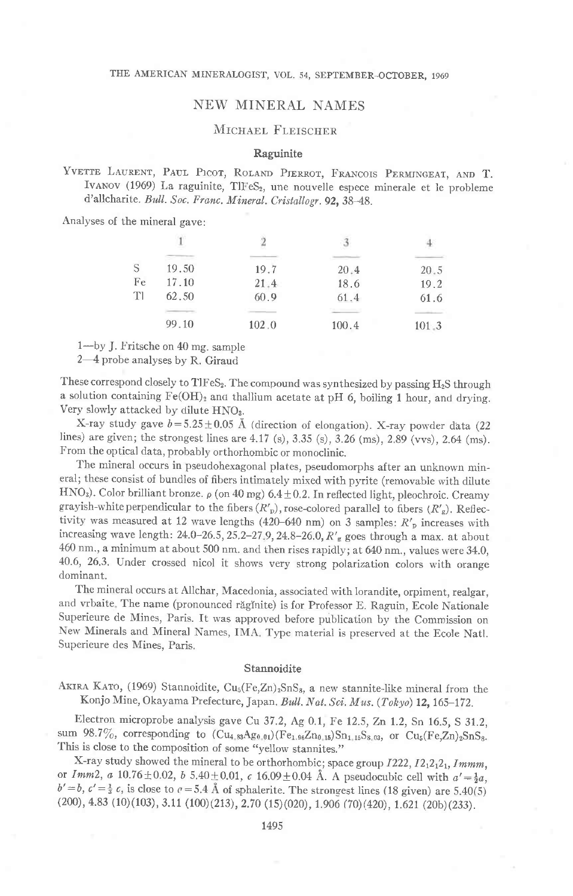# NEW MINERAL NAMES

## Michael Fleischer

### Raguinite

Yvette Laurent, Paul Picot, Roland Pierrot, Francois Permingeat, and T. Ivanov (1969) La raguinite, $TlFeS_2$, une nouvelle espece minerale et le probleme d'allcharite. *Bull. Soc. Franc. Mineral. Cristallogr.* **92**, 38–48.

Analyses of the mineral gave:

| | 1 | 2 | 3 | 4 |
|---|---|---|---|---|
| S | 19.50 | 19.7 | 20.4 | 20.5 |
| Fe | 17.10 | 21.4 | 18.6 | 19.2 |
| Tl | 62.50 | 60.9 | 61.4 | 61.6 |
| | 99.10 | 102.0 | 100.4 | 101.3 |

1—by J. Fritsche on 40 mg. sample
2—4 probe analyses by R. Giraud

These correspond closely to $TlFeS_2$. The compound was synthesized by passing $H_2S$ through a solution containing $Fe(OH)_2$ and thallium acetate at pH 6, boiling 1 hour, and drying. Very slowly attacked by dilute $HNO_3$.

X-ray study gave $b = 5.25 \pm 0.05$ Å (direction of elongation). X-ray powder data (22 lines) are given; the strongest lines are 4.17 (s), 3.35 (s), 3.26 (ms), 2.89 (vvs), 2.64 (ms). From the optical data, probably orthorhombic or monoclinic.

The mineral occurs in pseudohexagonal plates, pseudomorphs after an unknown mineral; these consist of bundles of fibers intimately mixed with pyrite (removable with dilute $HNO_3$). Color brilliant bronze. $\rho$ (on 40 mg) $6.4 \pm 0.2$. In reflected light, pleochroic. Creamy grayish-white perpendicular to the fibers ($R'_p$), rose-colored parallel to fibers ($R'_g$). Reflectivity was measured at 12 wave lengths (420–640 nm) on 3 samples: $R'_p$ increases with increasing wave length: 24.0–26.5, 25.2–27.9, 24.8–26.0, $R'_g$ goes through a max. at about 460 nm., a minimum at about 500 nm. and then rises rapidly; at 640 nm., values were 34.0, 40.6, 26.3. Under crossed nicol it shows very strong polarization colors with orange dominant.

The mineral occurs at Allchar, Macedonia, associated with lorandite, orpiment, realgar, and vrbaite. The name (pronounced răgĭnite) is for Professor E. Raguin, Ecole Nationale Superieure de Mines, Paris. It was approved before publication by the Commission on New Minerals and Mineral Names, IMA. Type material is preserved at the Ecole Natl. Superieure des Mines, Paris.

### Stannoidite

Akira Kato, (1969) Stannoidite, $Cu_5(Fe,Zn)_2SnS_8$, a new stannite-like mineral from the Konjo Mine, Okayama Prefecture, Japan. *Bull. Nat. Sci. Mus. (Tokyo)* **12**, 165–172.

Electron microprobe analysis gave Cu 37.2, Ag 0.1, Fe 12.5, Zn 1.2, Sn 16.5, S 31.2, sum 98.7%, corresponding to $(Cu_{4.83}Ag_{0.01})(Fe_{1.96}Zn_{0.15})Sn_{1.15}S_{8.03}$, or $Cu_5(Fe,Zn)_2SnS_8$. This is close to the composition of some "yellow stannites."

X-ray study showed the mineral to be orthorhombic; space group $I222$, $I2_12_12_1$, $Immm$, or $Imm2$, $a$ $10.76 \pm 0.02$, $b$ $5.40 \pm 0.01$, $c$ $16.09 \pm 0.04$ Å. A pseudocubic cell with $a' = \frac{1}{2}a$, $b' = b$, $c' = \frac{1}{3}c$, is close to $a = 5.4$ Å of sphalerite. The strongest lines (18 given) are 5.40(5) (200), 4.83 (10)(103), 3.11 (100)(213), 2.70 (15)(020), 1.906 (70)(420), 1.621 (20b)(233).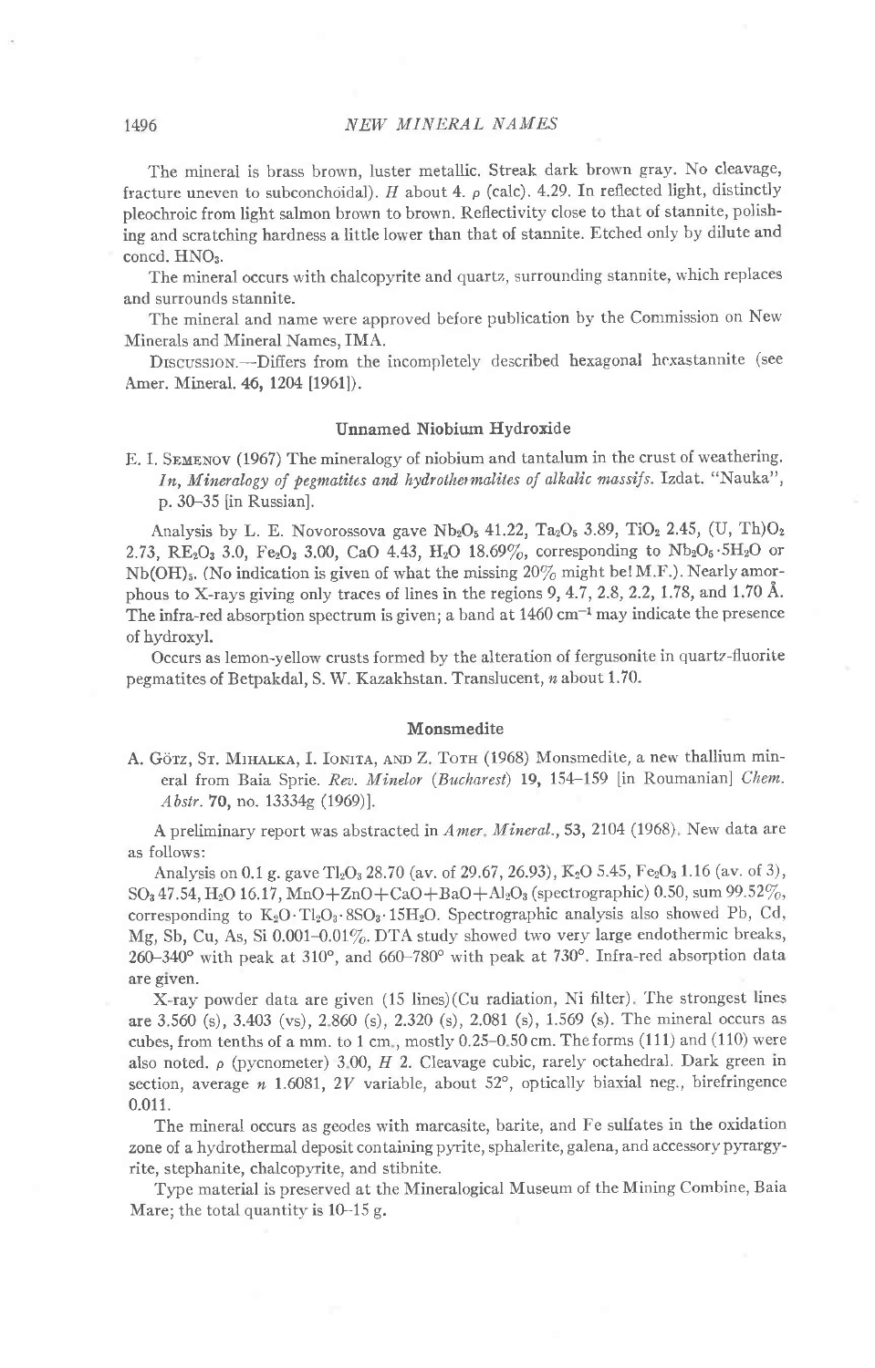The mineral is brass brown, luster metallic. Streak dark brown gray. No cleavage, fracture uneven to subconchoidal). $H$ about 4. $\rho$ (calc). 4.29. In reflected light, distinctly pleochroic from light salmon brown to brown. Reflectivity close to that of stannite, polishing and scratching hardness a little lower than that of stannite. Etched only by dilute and concd. $HNO_3$.

The mineral occurs with chalcopyrite and quartz, surrounding stannite, which replaces and surrounds stannite.

The mineral and name were approved before publication by the Commission on New Minerals and Mineral Names, IMA.

DISCUSSION.—Differs from the incompletely described hexagonal hexastannite (see Amer. Mineral. 46, 1204 [1961]).

## Unnamed Niobium Hydroxide

E. I. SEMENOV (1967) The mineralogy of niobium and tantalum in the crust of weathering. *In, Mineralogy of pegmatites and hydrothermalites of alkalic massifs.* Izdat. "Nauka", p. 30–35 [in Russian].

Analysis by L. E. Novorossova gave $Nb_2O_5$ 41.22, $Ta_2O_5$ 3.89, $TiO_2$ 2.45, $(U, Th)O_2$ 2.73, $RE_2O_3$ 3.0, $Fe_2O_3$ 3.00, CaO 4.43, $H_2O$ 18.69%, corresponding to $Nb_2O_5 \cdot 5H_2O$ or $Nb(OH)_5$. (No indication is given of what the missing 20% might be! M.F.). Nearly amorphous to X-rays giving only traces of lines in the regions 9, 4.7, 2.8, 2.2, 1.78, and 1.70 Å. The infra-red absorption spectrum is given; a band at 1460 $cm^{-1}$ may indicate the presence of hydroxyl.

Occurs as lemon-yellow crusts formed by the alteration of fergusonite in quartz-fluorite pegmatites of Betpakdal, S. W. Kazakhstan. Translucent, $n$ about 1.70.

## Monsmedite

A. GÖTZ, ST. MIHALKA, I. IONITA, AND Z. TOTH (1968) Monsmedite, a new thallium mineral from Baia Sprie. *Rev. Minelor (Bucharest)* 19, 154–159 [in Roumanian] *Chem. Abstr.* 70, no. 13334g (1969)].

A preliminary report was abstracted in *Amer. Mineral.*, 53, 2104 (1968). New data are as follows:

Analysis on 0.1 g. gave $Tl_2O_3$ 28.70 (av. of 29.67, 26.93), $K_2O$ 5.45, $Fe_2O_3$ 1.16 (av. of 3), $SO_3$ 47.54, $H_2O$ 16.17, MnO+ZnO+CaO+BaO+$Al_2O_3$ (spectrographic) 0.50, sum 99.52%, corresponding to $K_2O \cdot Tl_2O_3 \cdot 8SO_3 \cdot 15H_2O$. Spectrographic analysis also showed Pb, Cd, Mg, Sb, Cu, As, Si 0.001–0.01%. DTA study showed two very large endothermic breaks, 260–340° with peak at 310°, and 660–780° with peak at 730°. Infra-red absorption data are given.

X-ray powder data are given (15 lines)(Cu radiation, Ni filter). The strongest lines are 3.560 (s), 3.403 (vs), 2.860 (s), 2.320 (s), 2.081 (s), 1.569 (s). The mineral occurs as cubes, from tenths of a mm. to 1 cm., mostly 0.25–0.50 cm. The forms (111) and (110) were also noted. $\rho$ (pycnometer) 3.00, $H$ 2. Cleavage cubic, rarely octahedral. Dark green in section, average $n$ 1.6081, $2V$ variable, about 52°, optically biaxial neg., birefringence 0.011.

The mineral occurs as geodes with marcasite, barite, and Fe sulfates in the oxidation zone of a hydrothermal deposit containing pyrite, sphalerite, galena, and accessory pyrargyrite, stephanite, chalcopyrite, and stibnite.

Type material is preserved at the Mineralogical Museum of the Mining Combine, Baia Mare; the total quantity is 10–15 g.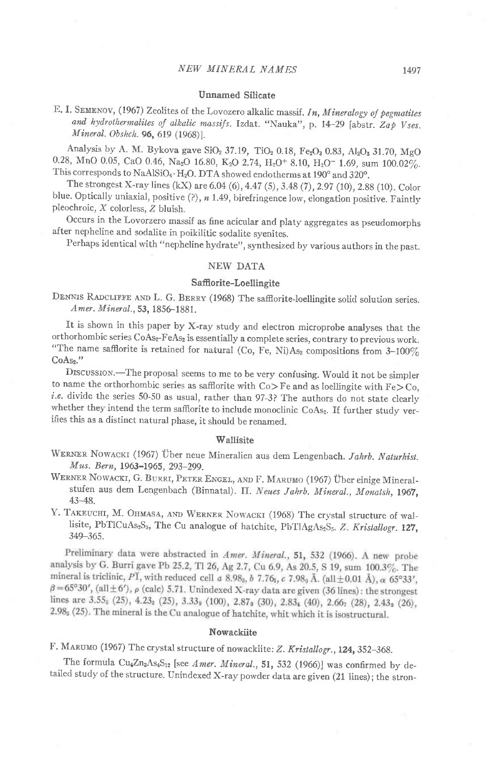### Unnamed Silicate

E. I. Semenov, (1967) Zeolites of the Lovozero alkalic massif. *In, Mineralogy of pegmatites and hydrothermalites of alkalic massifs*. Izdat. "Nauka", p. 14–29 [abstr. *Zap Vses. Mineral. Obshch.* **96,** 619 (1968)].

Analysis by A. M. Bykova gave $SiO_2$ 37.19, $TiO_2$ 0.18, $Fe_2O_3$ 0.83, $Al_2O_3$ 31.70, MgO 0.28, MnO 0.05, CaO 0.46, $Na_2O$ 16.80, $K_2O$ 2.74, $H_2O^+$ 8.10, $H_2O^-$ 1.69, sum 100.02%. This corresponds to $NaAlSiO_4 \cdot H_2O$. DTA showed endotherms at 190° and 320°.

The strongest X-ray lines (kX) are 6.04 (6), 4.47 (5), 3.48 (7), 2.97 (10), 2.88 (10). Color blue. Optically uniaxial, positive (?), *n* 1.49, birefringence low, elongation positive. Faintly pleochroic, *X* colorless, *Z* bluish.

Occurs in the Lovorzero massif as fine acicular and platy aggregates as pseudomorphs after nepheline and sodalite in poikilitic sodalite syenites.

Perhaps identical with "nepheline hydrate", synthesized by various authors in the past.

## NEW DATA

### Safflorite-Loellingite

Dennis Radcliffe and L. G. Berry (1968) The safflorite-loellingite solid solution series. *Amer. Mineral.*, **53,** 1856–1881.

It is shown in this paper by X-ray study and electron microprobe analyses that the orthorhombic series $CoAs_2$-$FeAs_2$ is essentially a complete series, contrary to previous work. "The name safflorite is retained for natural (Co, Fe, Ni)$As_2$ compositions from 3–100% $CoAs_2$."

Discussion.—The proposal seems to me to be very confusing. Would it not be simpler to name the orthorhombic series as safflorite with Co > Fe and as loellingite with Fe > Co, *i.e.* divide the series 50-50 as usual, rather than 97-3? The authors do not state clearly whether they intend the term safflorite to include monoclinic $CoAs_2$. If further study verifies this as a distinct natural phase, it should be renamed.

### Wallisite

Werner Nowacki (1967) Über neue Mineralien aus dem Lengenbach. *Jahrb. Naturhist. Mus. Bern*, **1963–1965,** 293–299.

Werner Nowacki, G. Burri, Peter Engel, and F. Marumo (1967) Über einige Mineralstufen aus dem Lengenbach (Binnatal). II. *Neues Jahrb. Mineral., Monatsh*, **1967,** 43–48.

Y. Takeuchi, M. Ohmasa, and Werner Nowacki (1968) The crystal structure of wallisite, $PbTlCuAs_2S_5$, The Cu analogue of hatchite, $PbTlAgAs_2S_5$. *Z. Kristallogr.* **127,** 349–365.

Preliminary data were abstracted in *Amer. Mineral.*, **51,** 532 (1966). A new probe analysis by G. Burri gave Pb 25.2, Tl 26, Ag 2.7, Cu 6.9, As 20.5, S 19, sum 100.3%. The mineral is triclinic, $P\bar{1}$, with reduced cell *a* $8.98_8$, *b* $7.76_1$, *c* $7.98_0$ Å. (all ±0.01 Å), α 65°33′, β = 65°30′, (all ±6′), ρ (calc) 5.71. Unindexed X-ray data are given (36 lines): the strongest lines are $3.55_6$ (25), $4.23_3$ (25), $3.33_9$ (100), $2.87_9$ (30), $2.83_4$ (40), $2.66_7$ (28), $2.43_9$ (26), $2.98_5$ (25). The mineral is the Cu analogue of hatchite, whit which it is isostructural.

### Nowackiite

F. Marumo (1967) The crystal structure of nowackiite: *Z. Kristallogr.*, **124,** 352–368.

The formula $Cu_6Zn_3As_4S_{12}$ [see *Amer. Mineral.*, **51,** 532 (1966)] was confirmed by detailed study of the structure. Unindexed X-ray powder data are given (21 lines); the stron-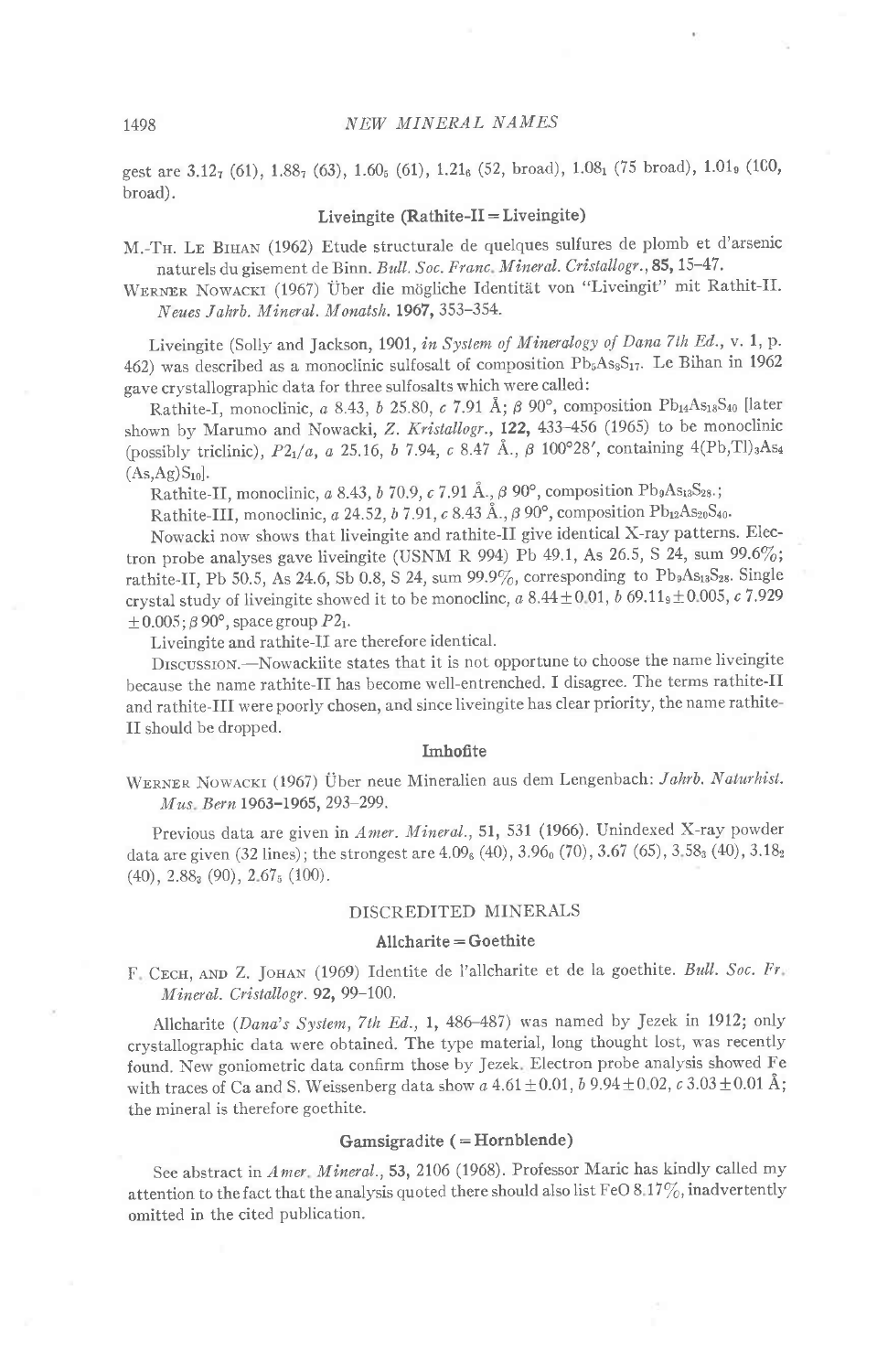gest are $3.12_7$ (61), $1.88_7$ (63), $1.60_5$ (61), $1.21_6$ (52, broad), $1.08_1$ (75 broad), $1.01_9$ (100, broad).

### Liveingite (Rathite-II = Liveingite)

M.-Th. Le Bihan (1962) Etude structurale de quelques sulfures de plomb et d'arsenic naturels du gisement de Binn. *Bull. Soc. Franc. Mineral. Cristallogr.*, **85,** 15–47.

Werner Nowacki (1967) Über die mögliche Identität von "Liveingit" mit Rathit-II. *Neues Jahrb. Mineral. Monatsh.* **1967,** 353–354.

Liveingite (Solly and Jackson, 1901, *in System of Mineralogy of Dana 7th Ed.*, v. 1, p. 462) was described as a monoclinic sulfosalt of composition $Pb_5As_8S_{17}$. Le Bihan in 1962 gave crystallographic data for three sulfosalts which were called:

Rathite-I, monoclinic, *a* 8.43, *b* 25.80, *c* 7.91 Å; β 90°, composition $Pb_{14}As_{18}S_{40}$ [later shown by Marumo and Nowacki, *Z. Kristallogr.*, **122,** 433–456 (1965) to be monoclinic (possibly triclinic), $P2_1/a$, *a* 25.16, *b* 7.94, *c* 8.47 Å., β 100°28′, containing $4(Pb,Tl)_3As_4(As,Ag)S_{10}$].

Rathite-II, monoclinic, *a* 8.43, *b* 70.9, *c* 7.91 Å., β 90°, composition $Pb_9As_{13}S_{28}$.;

Rathite-III, monoclinic, *a* 24.52, *b* 7.91, *c* 8.43 Å., β 90°, composition $Pb_{12}As_{20}S_{40}$.

Nowacki now shows that liveingite and rathite-II give identical X-ray patterns. Electron probe analyses gave liveingite (USNM R 994) Pb 49.1, As 26.5, S 24, sum 99.6%; rathite-II, Pb 50.5, As 24.6, Sb 0.8, S 24, sum 99.9%, corresponding to $Pb_9As_{13}S_{28}$. Single crystal study of liveingite showed it to be monoclinc, *a* 8.44±0.01, *b* $69.11_9$±0.005, *c* 7.929 ±0.005; β 90°, space group $P2_1$.

Liveingite and rathite-II are therefore identical.

Discussion.—Nowackiite states that it is not opportune to choose the name liveingite because the name rathite-II has become well-entrenched. I disagree. The terms rathite-II and rathite-III were poorly chosen, and since liveingite has clear priority, the name rathite-II should be dropped.

### Imhofite

Werner Nowacki (1967) Über neue Mineralien aus dem Lengenbach: *Jahrb. Naturhist. Mus. Bern* **1963–1965,** 293–299.

Previous data are given in *Amer. Mineral.*, **51,** 531 (1966). Unindexed X-ray powder data are given (32 lines); the strongest are $4.09_6$ (40), $3.96_0$ (70), 3.67 (65), $3.58_3$ (40), $3.18_2$ (40), $2.88_3$ (90), $2.67_5$ (100).

## DISCREDITED MINERALS

### Allcharite = Goethite

F. Cech, and Z. Johan (1969) Identite de l'allcharite et de la goethite. *Bull. Soc. Fr. Mineral. Cristallogr.* **92,** 99–100.

Allcharite (*Dana's System, 7th Ed.*, **1,** 486–487) was named by Jezek in 1912; only crystallographic data were obtained. The type material, long thought lost, was recently found. New goniometric data confirm those by Jezek. Electron probe analysis showed Fe with traces of Ca and S. Weissenberg data show *a* 4.61±0.01, *b* 9.94±0.02, *c* 3.03±0.01 Å; the mineral is therefore goethite.

### Gamsigradite (= Hornblende)

See abstract in *Amer. Mineral.*, **53,** 2106 (1968). Professor Maric has kindly called my attention to the fact that the analysis quoted there should also list FeO 8.17%, inadvertently omitted in the cited publication.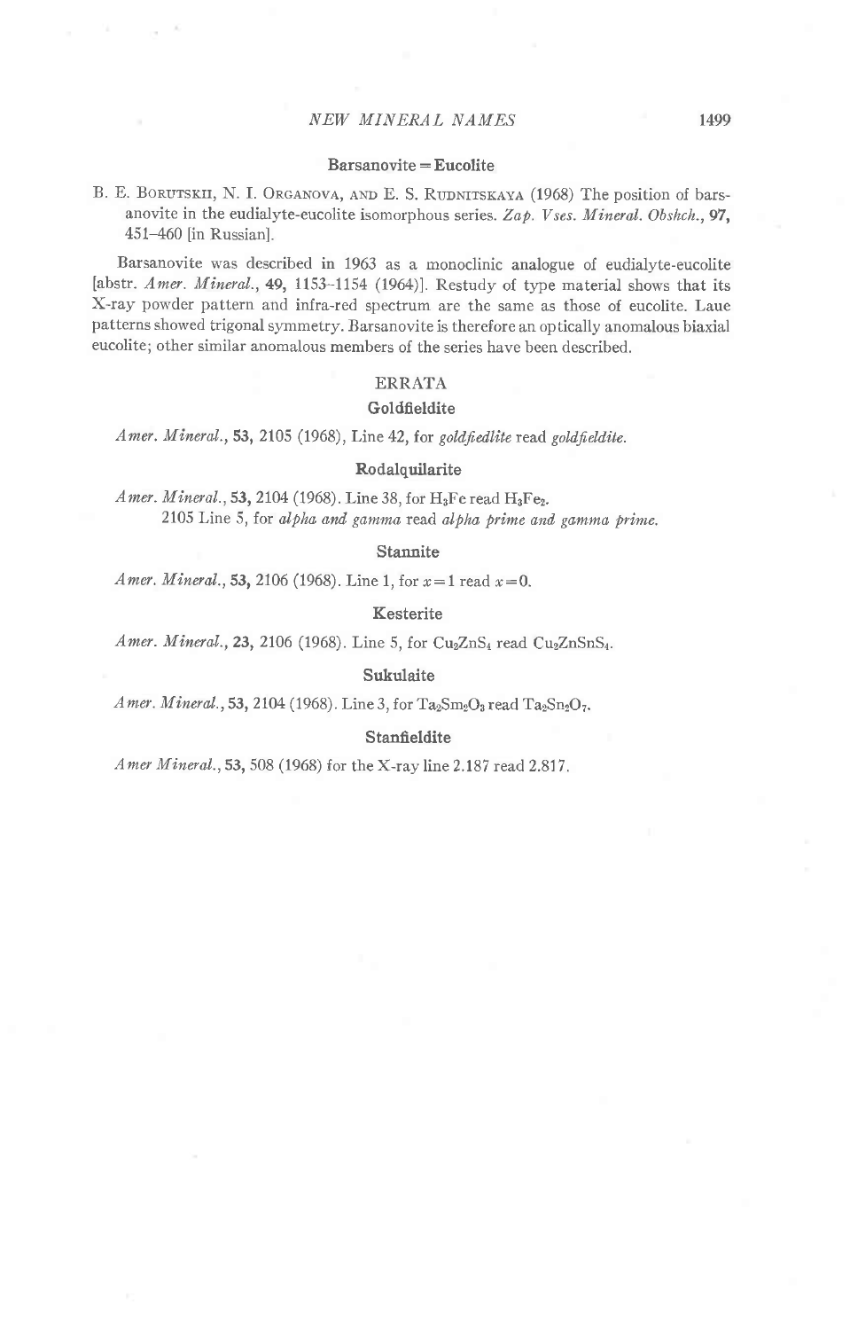## Barsanovite = Eucolite

B. E. Borutskii, N. I. Organova, and E. S. Rudnitskaya (1968) The position of barsanovite in the eudialyte-eucolite isomorphous series. *Zap. Vses. Mineral. Obshch.*, **97**, 451–460 [in Russian].

Barsanovite was described in 1963 as a monoclinic analogue of eudialyte-eucolite [abstr. *Amer. Mineral.*, **49**, 1153–1154 (1964)]. Restudy of type material shows that its X-ray powder pattern and infra-red spectrum are the same as those of eucolite. Laue patterns showed trigonal symmetry. Barsanovite is therefore an optically anomalous biaxial eucolite; other similar anomalous members of the series have been described.

## ERRATA

### Goldfieldite

*Amer. Mineral.*, **53**, 2105 (1968), Line 42, for *goldfiedlite* read *goldfieldite*.

### Rodalquilarite

*Amer. Mineral.*, **53**, 2104 (1968). Line 38, for $H_3Fe$ read $H_3Fe_2$.

2105 Line 5, for *alpha and gamma* read *alpha prime and gamma prime*.

### Stannite

*Amer. Mineral.*, **53**, 2106 (1968). Line 1, for $x=1$ read $x=0$.

### Kesterite

*Amer. Mineral.*, **23**, 2106 (1968). Line 5, for $Cu_2ZnS_4$ read $Cu_2ZnSnS_4$.

### Sukulaite

*Amer. Mineral.*, **53**, 2104 (1968). Line 3, for $Ta_2Sm_2O_3$ read $Ta_2Sn_2O_7$.

### Stanfieldite

*Amer Mineral.*, **53**, 508 (1968) for the X-ray line 2.187 read 2.817.